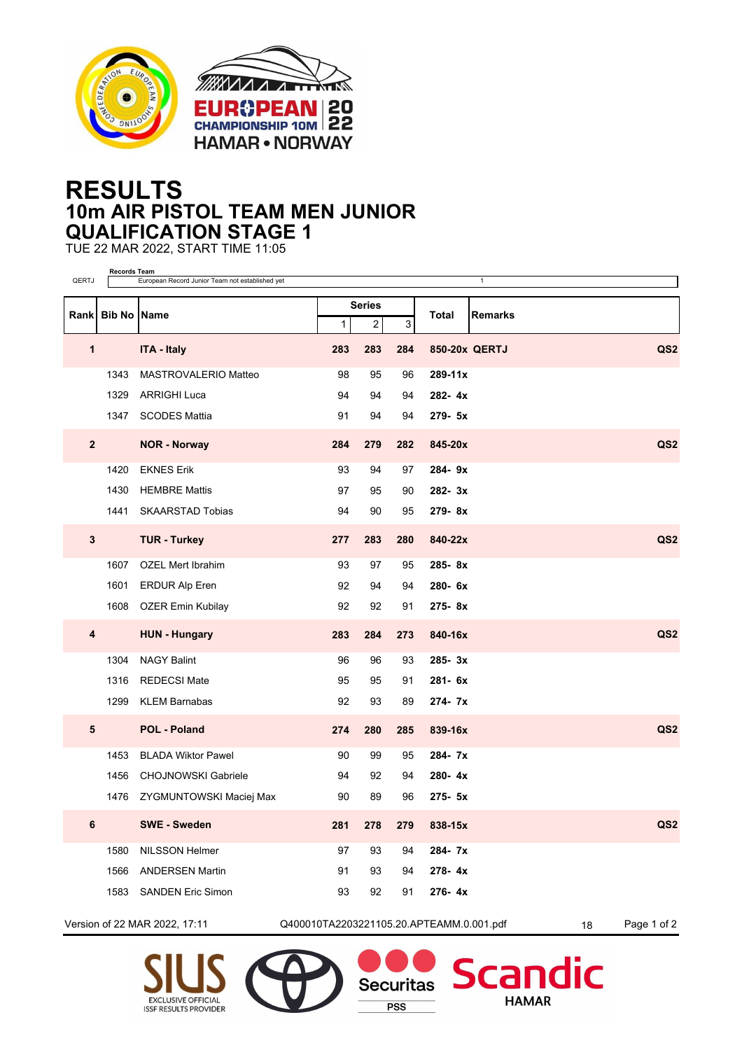# RESULTS

## 10m AIR PISTOL TEAM MEN JUNIOR

## QUALIFICATION STAGE 1

TUE 22 MAR 2022, START TIME 11:05

**Records Team**

| QERTJ | European Record Junior Team not established yet | 1 |
|---|---|---|

| Rank | Bib No | Name | Series 1 | Series 2 | Series 3 | Total | Remarks | |
|---|---|---|---|---|---|---|---|---|
| **1** | | **ITA - Italy** | **283** | **283** | **284** | **850-20x** | **QERTJ** | **QS2** |
| | 1343 | MASTROVALERIO Matteo | 98 | 95 | 96 | **289-11x** | | |
| | 1329 | ARRIGHI Luca | 94 | 94 | 94 | **282- 4x** | | |
| | 1347 | SCODES Mattia | 91 | 94 | 94 | **279- 5x** | | |
| **2** | | **NOR - Norway** | **284** | **279** | **282** | **845-20x** | | **QS2** |
| | 1420 | EKNES Erik | 93 | 94 | 97 | **284- 9x** | | |
| | 1430 | HEMBRE Mattis | 97 | 95 | 90 | **282- 3x** | | |
| | 1441 | SKAARSTAD Tobias | 94 | 90 | 95 | **279- 8x** | | |
| **3** | | **TUR - Turkey** | **277** | **283** | **280** | **840-22x** | | **QS2** |
| | 1607 | OZEL Mert Ibrahim | 93 | 97 | 95 | **285- 8x** | | |
| | 1601 | ERDUR Alp Eren | 92 | 94 | 94 | **280- 6x** | | |
| | 1608 | OZER Emin Kubilay | 92 | 92 | 91 | **275- 8x** | | |
| **4** | | **HUN - Hungary** | **283** | **284** | **273** | **840-16x** | | **QS2** |
| | 1304 | NAGY Balint | 96 | 96 | 93 | **285- 3x** | | |
| | 1316 | REDECSI Mate | 95 | 95 | 91 | **281- 6x** | | |
| | 1299 | KLEM Barnabas | 92 | 93 | 89 | **274- 7x** | | |
| **5** | | **POL - Poland** | **274** | **280** | **285** | **839-16x** | | **QS2** |
| | 1453 | BLADA Wiktor Pawel | 90 | 99 | 95 | **284- 7x** | | |
| | 1456 | CHOJNOWSKI Gabriele | 94 | 92 | 94 | **280- 4x** | | |
| | 1476 | ZYGMUNTOWSKI Maciej Max | 90 | 89 | 96 | **275- 5x** | | |
| **6** | | **SWE - Sweden** | **281** | **278** | **279** | **838-15x** | | **QS2** |
| | 1580 | NILSSON Helmer | 97 | 93 | 94 | **284- 7x** | | |
| | 1566 | ANDERSEN Martin | 91 | 93 | 94 | **278- 4x** | | |
| | 1583 | SANDEN Eric Simon | 93 | 92 | 91 | **276- 4x** | | |

Version of 22 MAR 2022, 17:11 Q400010TA2203221105.20.APTEAMM.0.001.pdf 18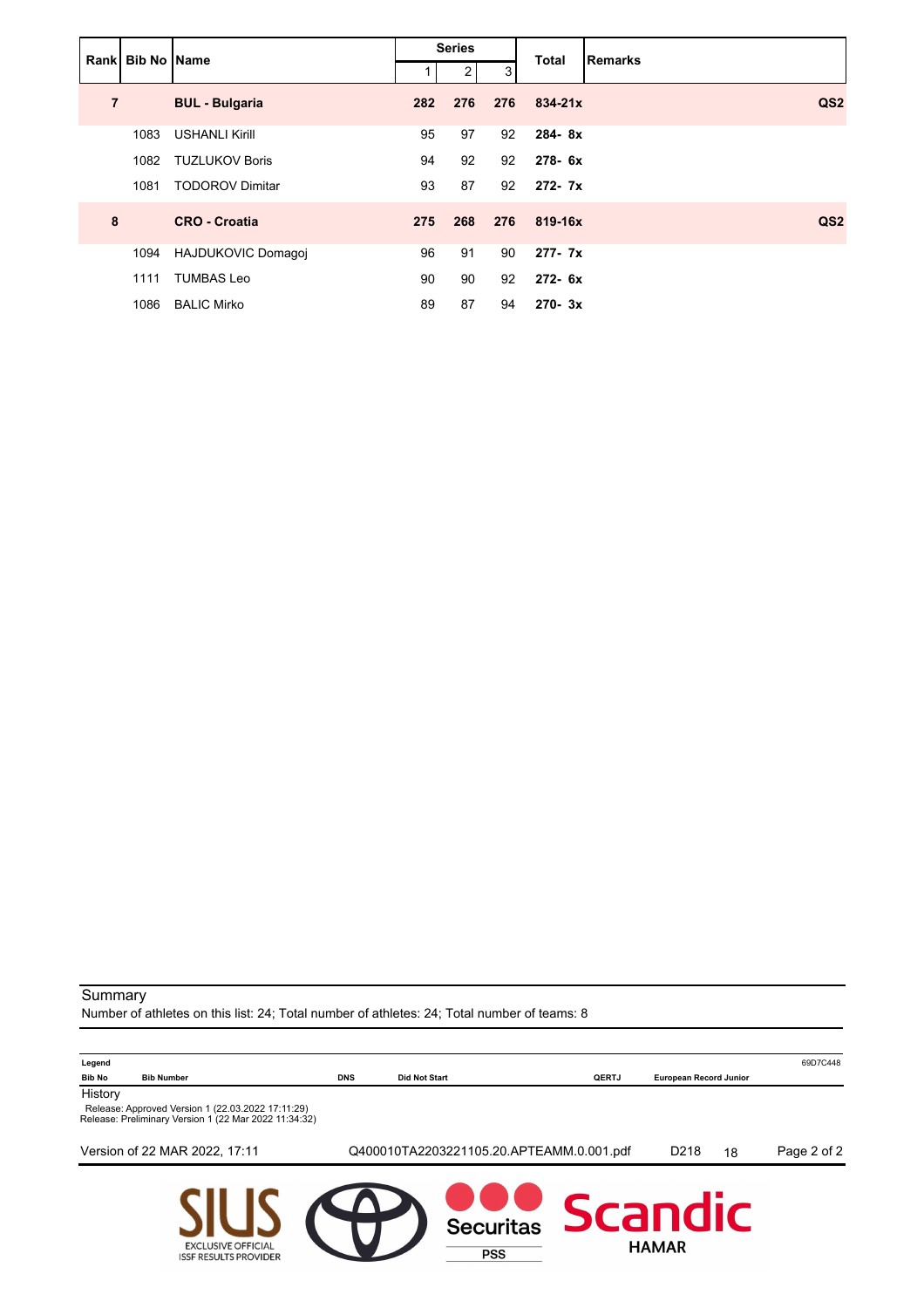| Rank | Bib No | Name | Series 1 | Series 2 | Series 3 | Total | Remarks |
|---|---|---|---|---|---|---|---|
| **7** | | **BUL - Bulgaria** | **282** | **276** | **276** | **834-21x** | **QS2** |
| | 1083 | USHANLI Kirill | 95 | 97 | 92 | **284- 8x** | |
| | 1082 | TUZLUKOV Boris | 94 | 92 | 92 | **278- 6x** | |
| | 1081 | TODOROV Dimitar | 93 | 87 | 92 | **272- 7x** | |
| **8** | | **CRO - Croatia** | **275** | **268** | **276** | **819-16x** | **QS2** |
| | 1094 | HAJDUKOVIC Domagoj | 96 | 91 | 90 | **277- 7x** | |
| | 1111 | TUMBAS Leo | 90 | 90 | 92 | **272- 6x** | |
| | 1086 | BALIC Mirko | 89 | 87 | 94 | **270- 3x** | |

Summary

Number of athletes on this list: 24; Total number of athletes: 24; Total number of teams: 8

**Legend**

| | | | | | |
|---|---|---|---|---|---|
| **Bib No** | **Bib Number** | **DNS** | **Did Not Start** | **QERTJ** | **European Record Junior** |

History

Release: Approved Version 1 (22.03.2022 17:11:29)
Release: Preliminary Version 1 (22 Mar 2022 11:34:32)

Version of 22 MAR 2022, 17:11 Q400010TA2203221105.20.APTEAMM.0.001.pdf D218 18